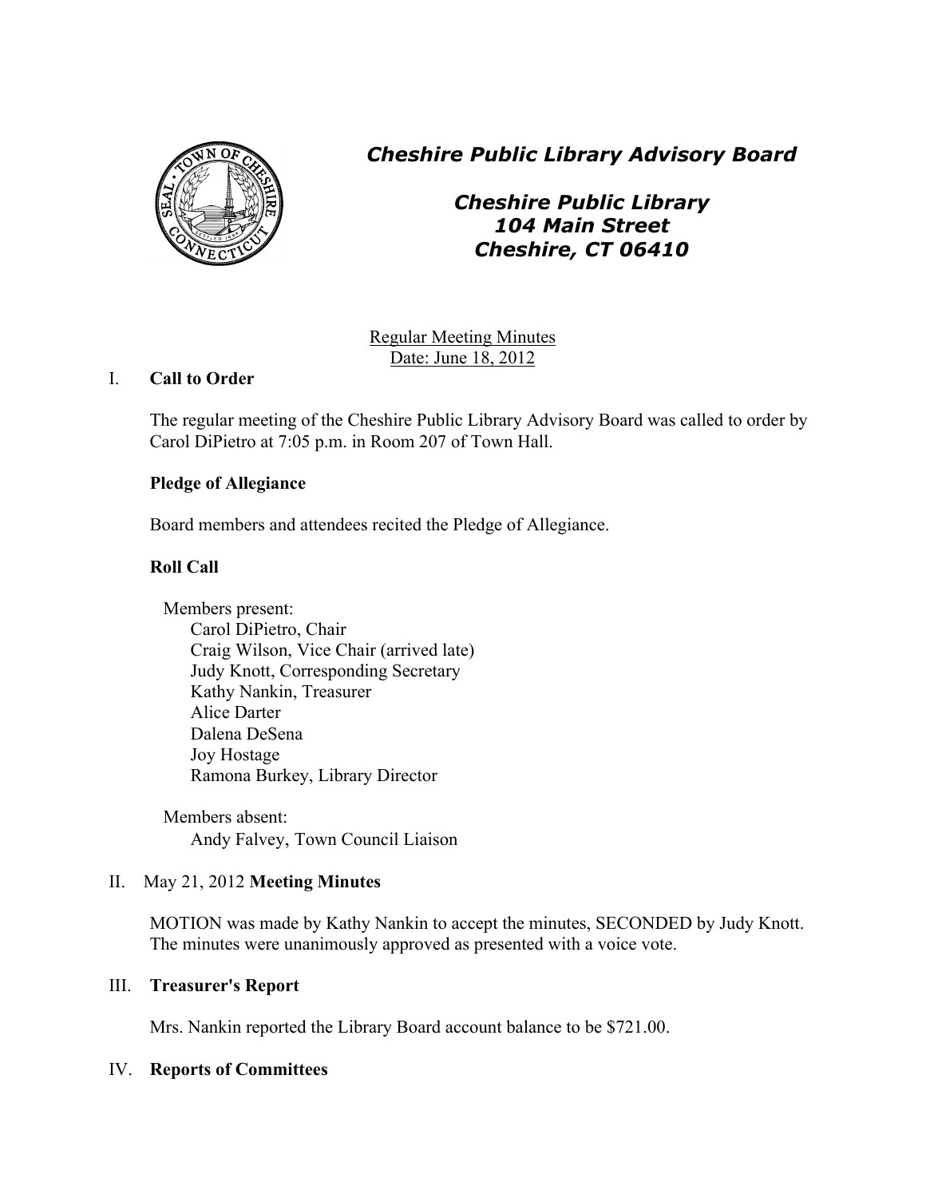# *Cheshire Public Library Advisory Board*

## *Cheshire Public Library*
## *104 Main Street*
## *Cheshire, CT 06410*

Regular Meeting Minutes
Date: June 18, 2012

## I. Call to Order

The regular meeting of the Cheshire Public Library Advisory Board was called to order by Carol DiPietro at 7:05 p.m. in Room 207 of Town Hall.

### Pledge of Allegiance

Board members and attendees recited the Pledge of Allegiance.

### Roll Call

Members present:
- Carol DiPietro, Chair
- Craig Wilson, Vice Chair (arrived late)
- Judy Knott, Corresponding Secretary
- Kathy Nankin, Treasurer
- Alice Darter
- Dalena DeSena
- Joy Hostage
- Ramona Burkey, Library Director

Members absent:
- Andy Falvey, Town Council Liaison

## II. May 21, 2012 **Meeting Minutes**

MOTION was made by Kathy Nankin to accept the minutes, SECONDED by Judy Knott. The minutes were unanimously approved as presented with a voice vote.

## III. Treasurer's Report

Mrs. Nankin reported the Library Board account balance to be $721.00.

## IV. Reports of Committees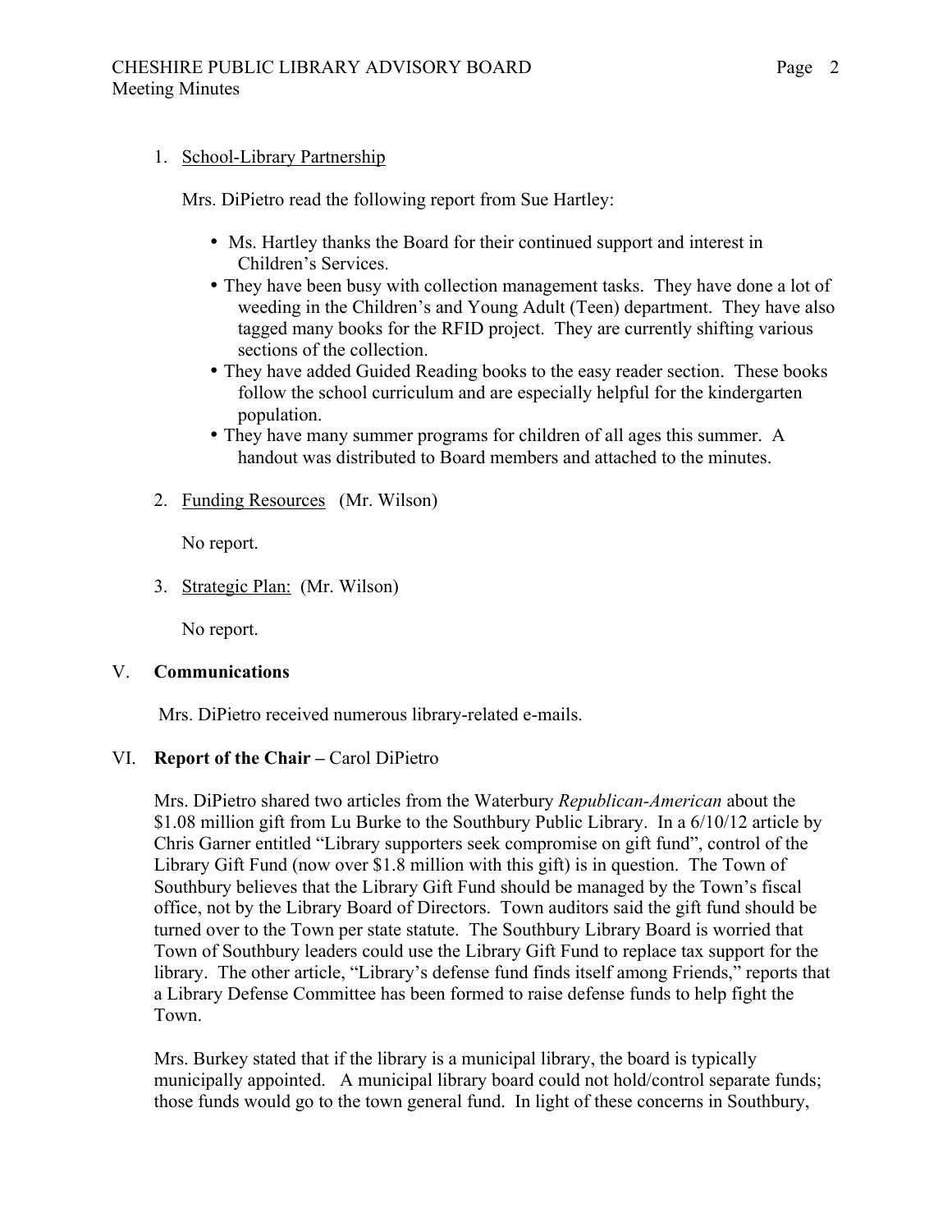1. School-Library Partnership

   Mrs. DiPietro read the following report from Sue Hartley:

   - Ms. Hartley thanks the Board for their continued support and interest in Children's Services.
   - They have been busy with collection management tasks. They have done a lot of weeding in the Children's and Young Adult (Teen) department. They have also tagged many books for the RFID project. They are currently shifting various sections of the collection.
   - They have added Guided Reading books to the easy reader section. These books follow the school curriculum and are especially helpful for the kindergarten population.
   - They have many summer programs for children of all ages this summer. A handout was distributed to Board members and attached to the minutes.

2. Funding Resources (Mr. Wilson)

   No report.

3. Strategic Plan: (Mr. Wilson)

   No report.

## V. Communications

Mrs. DiPietro received numerous library-related e-mails.

## VI. Report of the Chair – Carol DiPietro

Mrs. DiPietro shared two articles from the Waterbury *Republican-American* about the $1.08 million gift from Lu Burke to the Southbury Public Library. In a 6/10/12 article by Chris Garner entitled "Library supporters seek compromise on gift fund", control of the Library Gift Fund (now over $1.8 million with this gift) is in question. The Town of Southbury believes that the Library Gift Fund should be managed by the Town's fiscal office, not by the Library Board of Directors. Town auditors said the gift fund should be turned over to the Town per state statute. The Southbury Library Board is worried that Town of Southbury leaders could use the Library Gift Fund to replace tax support for the library. The other article, "Library's defense fund finds itself among Friends," reports that a Library Defense Committee has been formed to raise defense funds to help fight the Town.

Mrs. Burkey stated that if the library is a municipal library, the board is typically municipally appointed. A municipal library board could not hold/control separate funds; those funds would go to the town general fund. In light of these concerns in Southbury,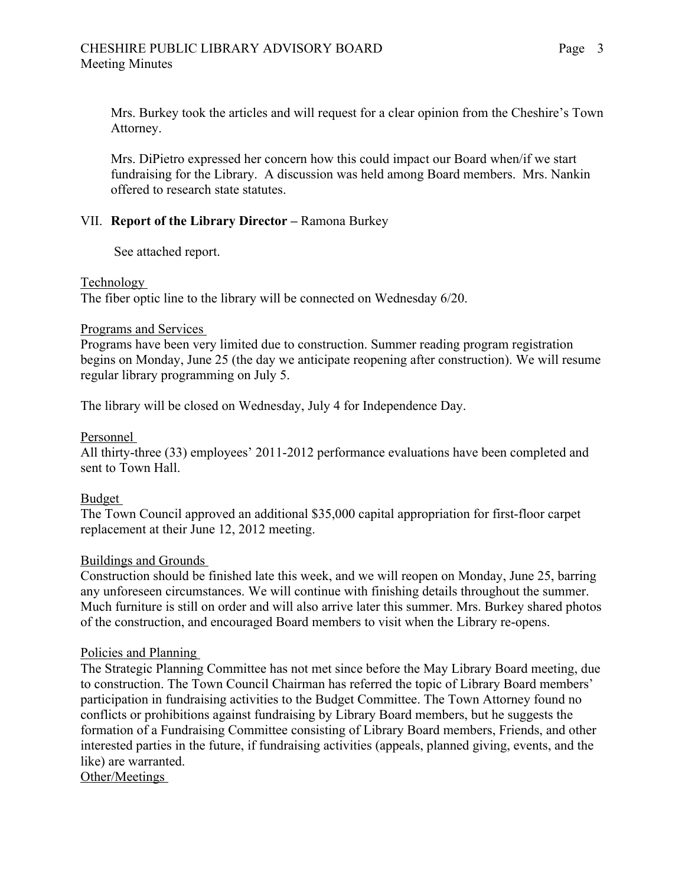Mrs. Burkey took the articles and will request for a clear opinion from the Cheshire's Town Attorney.

Mrs. DiPietro expressed her concern how this could impact our Board when/if we start fundraising for the Library. A discussion was held among Board members. Mrs. Nankin offered to research state statutes.

VII. **Report of the Library Director –** Ramona Burkey

See attached report.

Technology

The fiber optic line to the library will be connected on Wednesday 6/20.

Programs and Services

Programs have been very limited due to construction. Summer reading program registration begins on Monday, June 25 (the day we anticipate reopening after construction). We will resume regular library programming on July 5.

The library will be closed on Wednesday, July 4 for Independence Day.

Personnel

All thirty-three (33) employees' 2011-2012 performance evaluations have been completed and sent to Town Hall.

Budget

The Town Council approved an additional $35,000 capital appropriation for first-floor carpet replacement at their June 12, 2012 meeting.

Buildings and Grounds

Construction should be finished late this week, and we will reopen on Monday, June 25, barring any unforeseen circumstances. We will continue with finishing details throughout the summer. Much furniture is still on order and will also arrive later this summer. Mrs. Burkey shared photos of the construction, and encouraged Board members to visit when the Library re-opens.

Policies and Planning

The Strategic Planning Committee has not met since before the May Library Board meeting, due to construction. The Town Council Chairman has referred the topic of Library Board members' participation in fundraising activities to the Budget Committee. The Town Attorney found no conflicts or prohibitions against fundraising by Library Board members, but he suggests the formation of a Fundraising Committee consisting of Library Board members, Friends, and other interested parties in the future, if fundraising activities (appeals, planned giving, events, and the like) are warranted.

Other/Meetings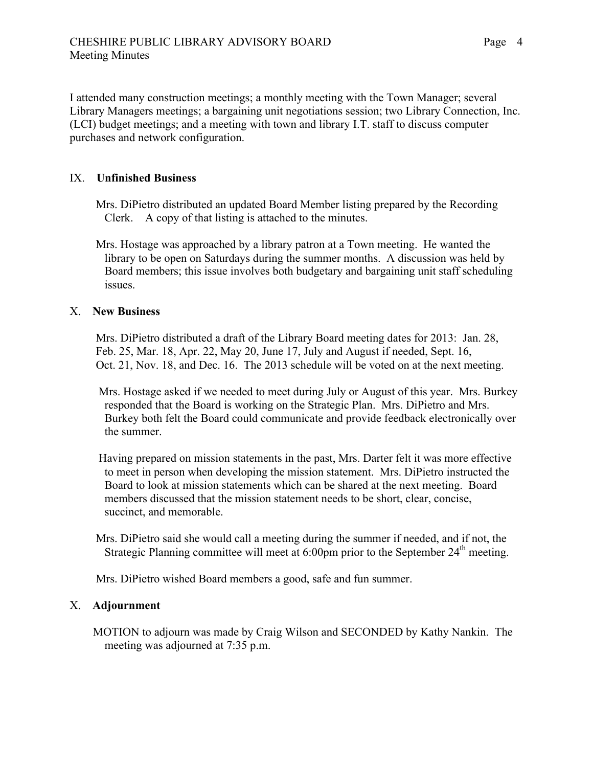I attended many construction meetings; a monthly meeting with the Town Manager; several Library Managers meetings; a bargaining unit negotiations session; two Library Connection, Inc. (LCI) budget meetings; and a meeting with town and library I.T. staff to discuss computer purchases and network configuration.

## IX. **Unfinished Business**

Mrs. DiPietro distributed an updated Board Member listing prepared by the Recording Clerk. A copy of that listing is attached to the minutes.

Mrs. Hostage was approached by a library patron at a Town meeting. He wanted the library to be open on Saturdays during the summer months. A discussion was held by Board members; this issue involves both budgetary and bargaining unit staff scheduling issues.

## X. **New Business**

Mrs. DiPietro distributed a draft of the Library Board meeting dates for 2013: Jan. 28, Feb. 25, Mar. 18, Apr. 22, May 20, June 17, July and August if needed, Sept. 16, Oct. 21, Nov. 18, and Dec. 16. The 2013 schedule will be voted on at the next meeting.

Mrs. Hostage asked if we needed to meet during July or August of this year. Mrs. Burkey responded that the Board is working on the Strategic Plan. Mrs. DiPietro and Mrs. Burkey both felt the Board could communicate and provide feedback electronically over the summer.

Having prepared on mission statements in the past, Mrs. Darter felt it was more effective to meet in person when developing the mission statement. Mrs. DiPietro instructed the Board to look at mission statements which can be shared at the next meeting. Board members discussed that the mission statement needs to be short, clear, concise, succinct, and memorable.

Mrs. DiPietro said she would call a meeting during the summer if needed, and if not, the Strategic Planning committee will meet at 6:00pm prior to the September 24th meeting.

Mrs. DiPietro wished Board members a good, safe and fun summer.

## X. **Adjournment**

MOTION to adjourn was made by Craig Wilson and SECONDED by Kathy Nankin. The meeting was adjourned at 7:35 p.m.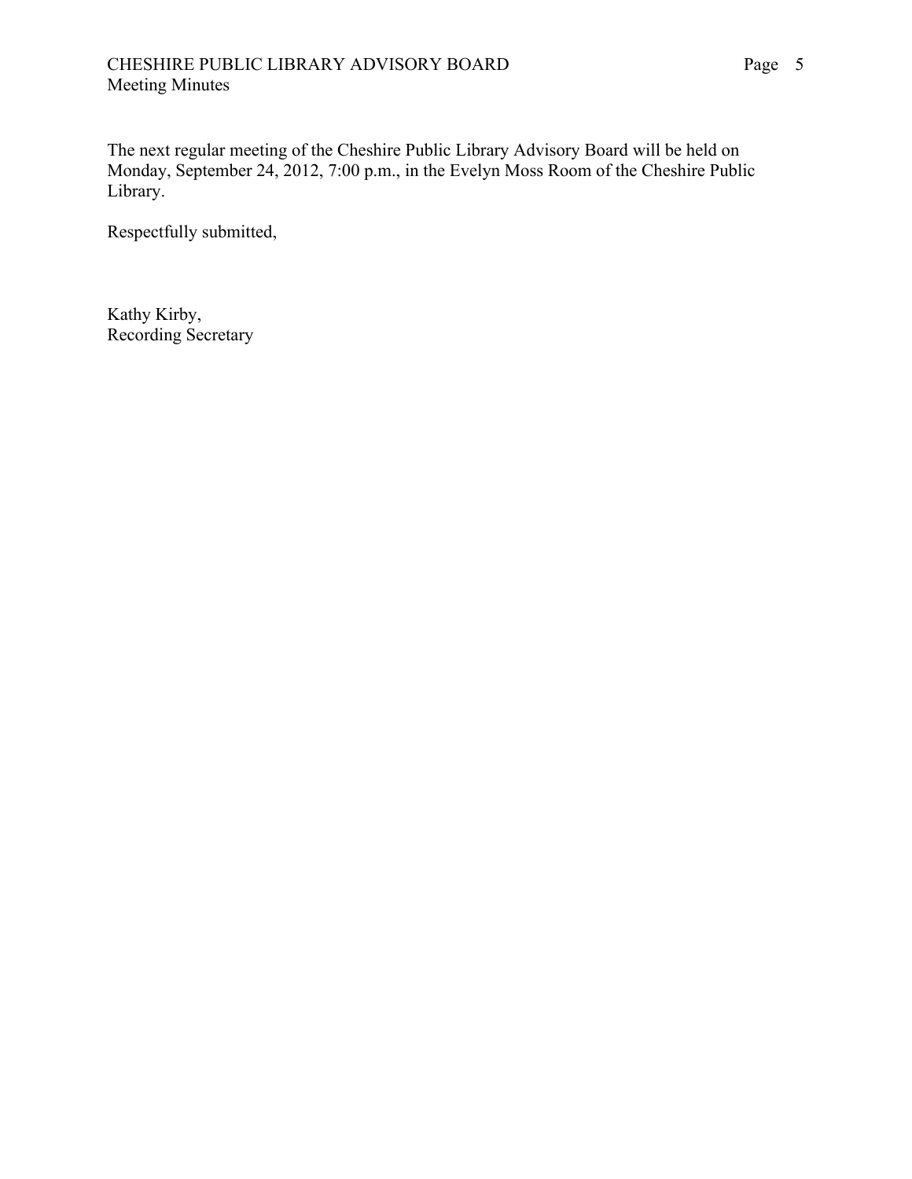The next regular meeting of the Cheshire Public Library Advisory Board will be held on Monday, September 24, 2012, 7:00 p.m., in the Evelyn Moss Room of the Cheshire Public Library.

Respectfully submitted,

Kathy Kirby,
Recording Secretary